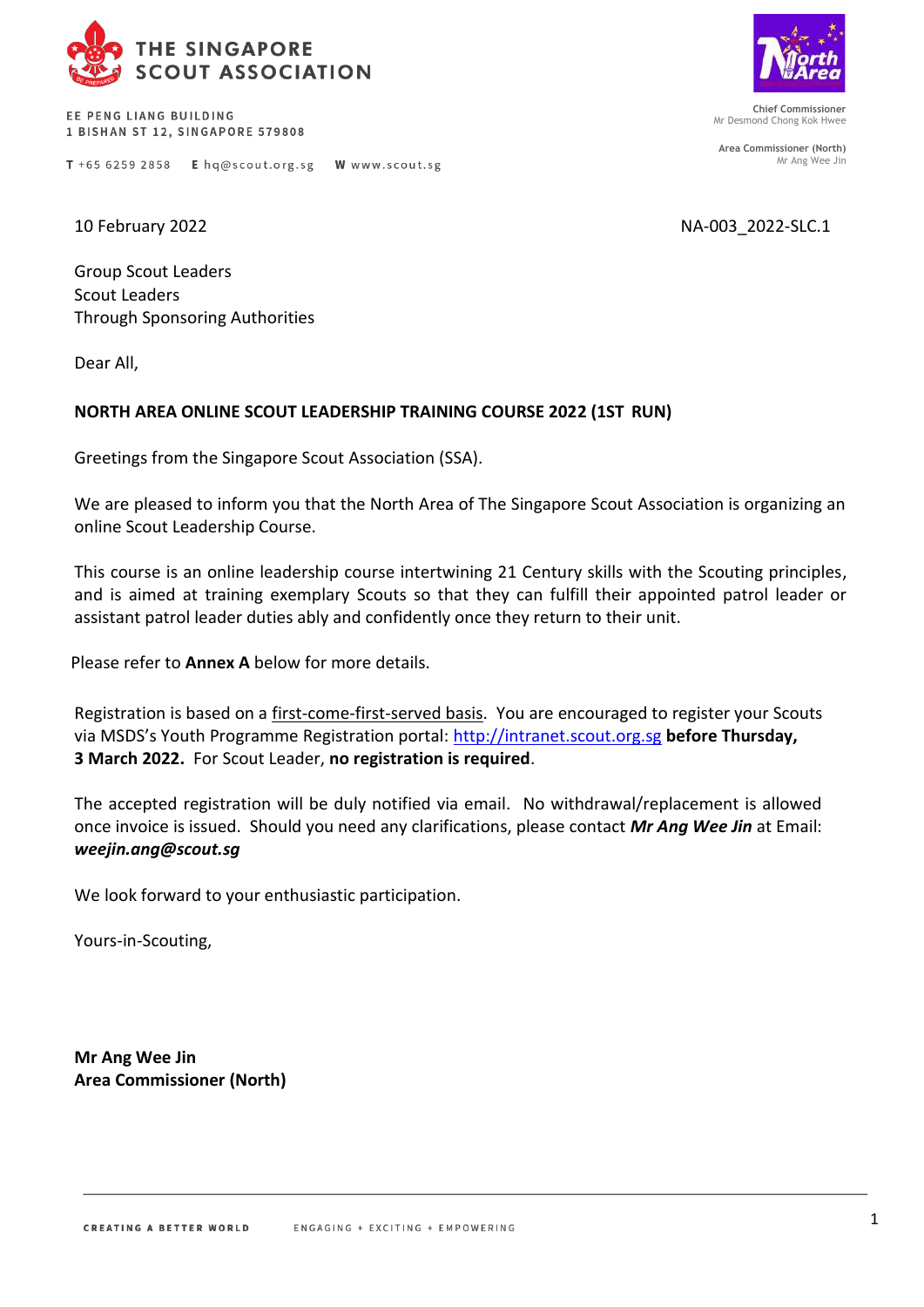THE SINGAPORE SCOUT ASSOCIATION

EE PENG LIANG BUILDING
1 BISHAN ST 12, SINGAPORE 579808

**T** +65 6259 2858 **E** hq@scout.org.sg **W** www.scout.sg

**Chief Commissioner**
Mr Desmond Chong Kok Hwee

**Area Commissioner (North)**
Mr Ang Wee Jin

10 February 2022

NA-003_2022-SLC.1

Group Scout Leaders
Scout Leaders
Through Sponsoring Authorities

Dear All,

**NORTH AREA ONLINE SCOUT LEADERSHIP TRAINING COURSE 2022 (1ST RUN)**

Greetings from the Singapore Scout Association (SSA).

We are pleased to inform you that the North Area of The Singapore Scout Association is organizing an online Scout Leadership Course.

This course is an online leadership course intertwining 21 Century skills with the Scouting principles, and is aimed at training exemplary Scouts so that they can fulfill their appointed patrol leader or assistant patrol leader duties ably and confidently once they return to their unit.

Please refer to **Annex A** below for more details.

Registration is based on a first-come-first-served basis. You are encouraged to register your Scouts via MSDS's Youth Programme Registration portal: [http://intranet.scout.org.sg](http://intranet.scout.org.sg) **before Thursday, 3 March 2022.** For Scout Leader, **no registration is required**.

The accepted registration will be duly notified via email. No withdrawal/replacement is allowed once invoice is issued. Should you need any clarifications, please contact ***Mr Ang Wee Jin*** at Email: ***weejin.ang@scout.sg***

We look forward to your enthusiastic participation.

Yours-in-Scouting,

**Mr Ang Wee Jin**
**Area Commissioner (North)**

CREATING A BETTER WORLD ENGAGING + EXCITING + EMPOWERING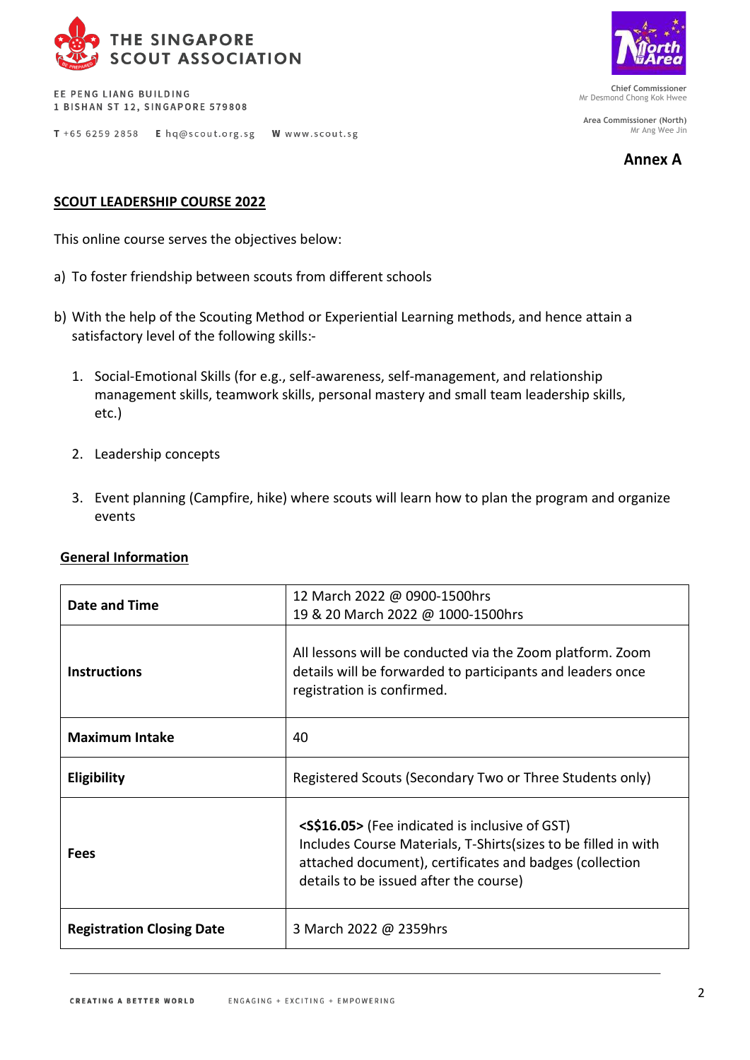THE SINGAPORE SCOUT ASSOCIATION

EE PENG LIANG BUILDING
1 BISHAN ST 12, SINGAPORE 579808

T +65 6259 2858 E hq@scout.org.sg W www.scout.sg

Chief Commissioner
Mr Desmond Chong Kok Hwee

Area Commissioner (North)
Mr Ang Wee Jin

**Annex A**

## SCOUT LEADERSHIP COURSE 2022

This online course serves the objectives below:

a) To foster friendship between scouts from different schools

b) With the help of the Scouting Method or Experiential Learning methods, and hence attain a satisfactory level of the following skills:-

1. Social-Emotional Skills (for e.g., self-awareness, self-management, and relationship management skills, teamwork skills, personal mastery and small team leadership skills, etc.)

2. Leadership concepts

3. Event planning (Campfire, hike) where scouts will learn how to plan the program and organize events

### General Information

| | |
|---|---|
| **Date and Time** | 12 March 2022 @ 0900-1500hrs<br>19 & 20 March 2022 @ 1000-1500hrs |
| **Instructions** | All lessons will be conducted via the Zoom platform. Zoom details will be forwarded to participants and leaders once registration is confirmed. |
| **Maximum Intake** | 40 |
| **Eligibility** | Registered Scouts (Secondary Two or Three Students only) |
| **Fees** | **<S$16.05>** (Fee indicated is inclusive of GST)<br>Includes Course Materials, T-Shirts(sizes to be filled in with attached document), certificates and badges (collection details to be issued after the course) |
| **Registration Closing Date** | 3 March 2022 @ 2359hrs |

CREATING A BETTER WORLD ENGAGING + EXCITING + EMPOWERING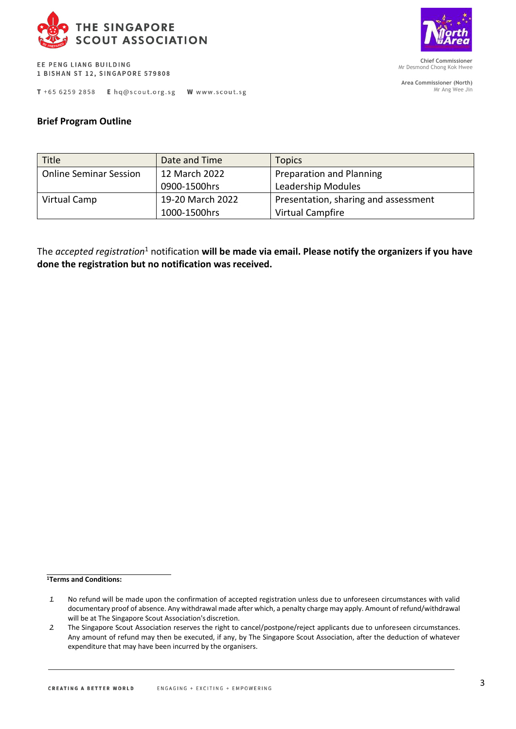**Brief Program Outline**

| Title | Date and Time | Topics |
|---|---|---|
| Online Seminar Session | 12 March 2022<br>0900-1500hrs | Preparation and Planning<br>Leadership Modules |
| Virtual Camp | 19-20 March 2022<br>1000-1500hrs | Presentation, sharing and assessment<br>Virtual Campfire |

The *accepted registration*[1] notification **will be made via email. Please notify the organizers if you have done the registration but no notification was received.**

---

**[1]Terms and Conditions:**

1. No refund will be made upon the confirmation of accepted registration unless due to unforeseen circumstances with valid documentary proof of absence. Any withdrawal made after which, a penalty charge may apply. Amount of refund/withdrawal will be at The Singapore Scout Association's discretion.
2. The Singapore Scout Association reserves the right to cancel/postpone/reject applicants due to unforeseen circumstances. Any amount of refund may then be executed, if any, by The Singapore Scout Association, after the deduction of whatever expenditure that may have been incurred by the organisers.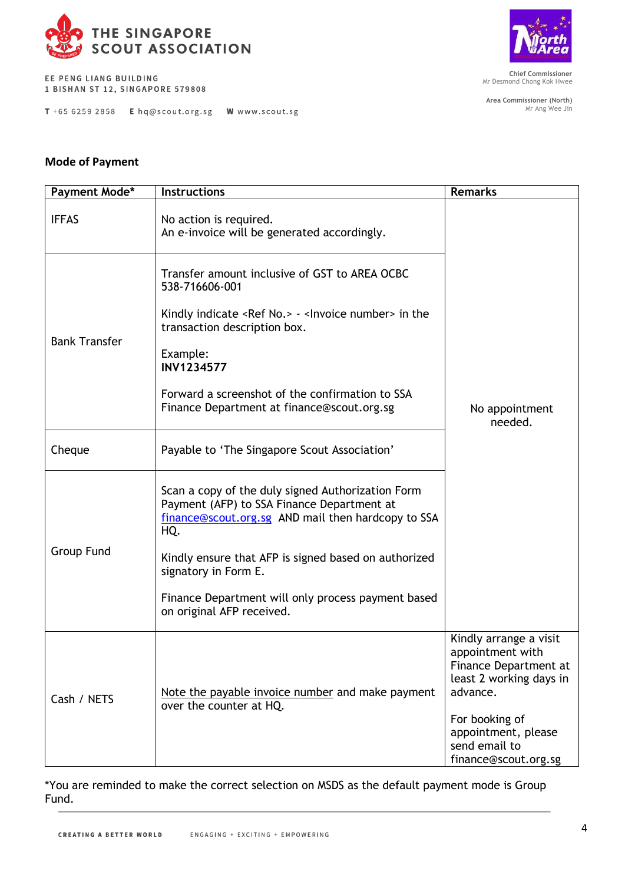## Mode of Payment

| Payment Mode* | Instructions | Remarks |
|---|---|---|
| IFFAS | No action is required.<br>An e-invoice will be generated accordingly. | No appointment needed. |
| Bank Transfer | Transfer amount inclusive of GST to AREA OCBC 538-716606-001<br><br>Kindly indicate <Ref No.> - <Invoice number> in the transaction description box.<br><br>Example:<br>**INV1234577**<br><br>Forward a screenshot of the confirmation to SSA Finance Department at finance@scout.org.sg | |
| Cheque | Payable to 'The Singapore Scout Association' | |
| Group Fund | Scan a copy of the duly signed Authorization Form Payment (AFP) to SSA Finance Department at finance@scout.org.sg AND mail then hardcopy to SSA HQ.<br><br>Kindly ensure that AFP is signed based on authorized signatory in Form E.<br><br>Finance Department will only process payment based on original AFP received. | |
| Cash / NETS | Note the payable invoice number and make payment over the counter at HQ. | Kindly arrange a visit appointment with Finance Department at least 2 working days in advance.<br><br>For booking of appointment, please send email to finance@scout.org.sg |

*You are reminded to make the correct selection on MSDS as the default payment mode is Group Fund.